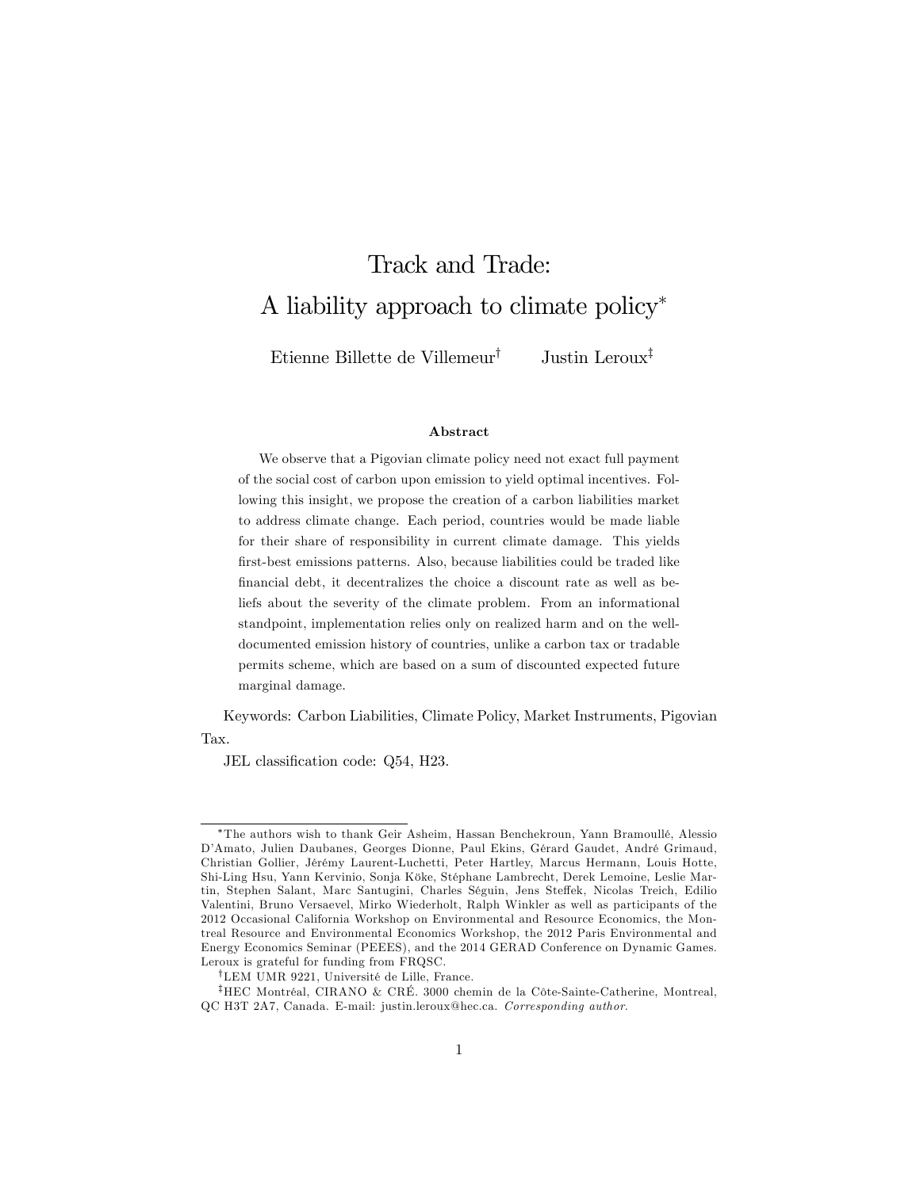# Track and Trade: A liability approach to climate policy[*]

Etienne Billette de Villemeur[†] Justin Leroux[‡]

### Abstract

We observe that a Pigovian climate policy need not exact full payment of the social cost of carbon upon emission to yield optimal incentives. Following this insight, we propose the creation of a carbon liabilities market to address climate change. Each period, countries would be made liable for their share of responsibility in current climate damage. This yields first-best emissions patterns. Also, because liabilities could be traded like financial debt, it decentralizes the choice a discount rate as well as beliefs about the severity of the climate problem. From an informational standpoint, implementation relies only on realized harm and on the well-documented emission history of countries, unlike a carbon tax or tradable permits scheme, which are based on a sum of discounted expected future marginal damage.

Keywords: Carbon Liabilities, Climate Policy, Market Instruments, Pigovian Tax.

JEL classification code: Q54, H23.

---

[*] The authors wish to thank Geir Asheim, Hassan Benchekroun, Yann Bramoullé, Alessio D'Amato, Julien Daubanes, Georges Dionne, Paul Ekins, Gérard Gaudet, André Grimaud, Christian Gollier, Jérémy Laurent-Luchetti, Peter Hartley, Marcus Hermann, Louis Hotte, Shi-Ling Hsu, Yann Kervinio, Sonja Köke, Stéphane Lambrecht, Derek Lemoine, Leslie Martin, Stephen Salant, Marc Santugini, Charles Séguin, Jens Steffek, Nicolas Treich, Edilio Valentini, Bruno Versaevel, Mirko Wiederholt, Ralph Winkler as well as participants of the 2012 Occasional California Workshop on Environmental and Resource Economics, the Montreal Resource and Environmental Economics Workshop, the 2012 Paris Environmental and Energy Economics Seminar (PEEES), and the 2014 GERAD Conference on Dynamic Games. Leroux is grateful for funding from FRQSC.

[†] LEM UMR 9221, Université de Lille, France.

[‡] HEC Montréal, CIRANO & CRÉ. 3000 chemin de la Côte-Sainte-Catherine, Montreal, QC H3T 2A7, Canada. E-mail: justin.leroux@hec.ca. *Corresponding author.*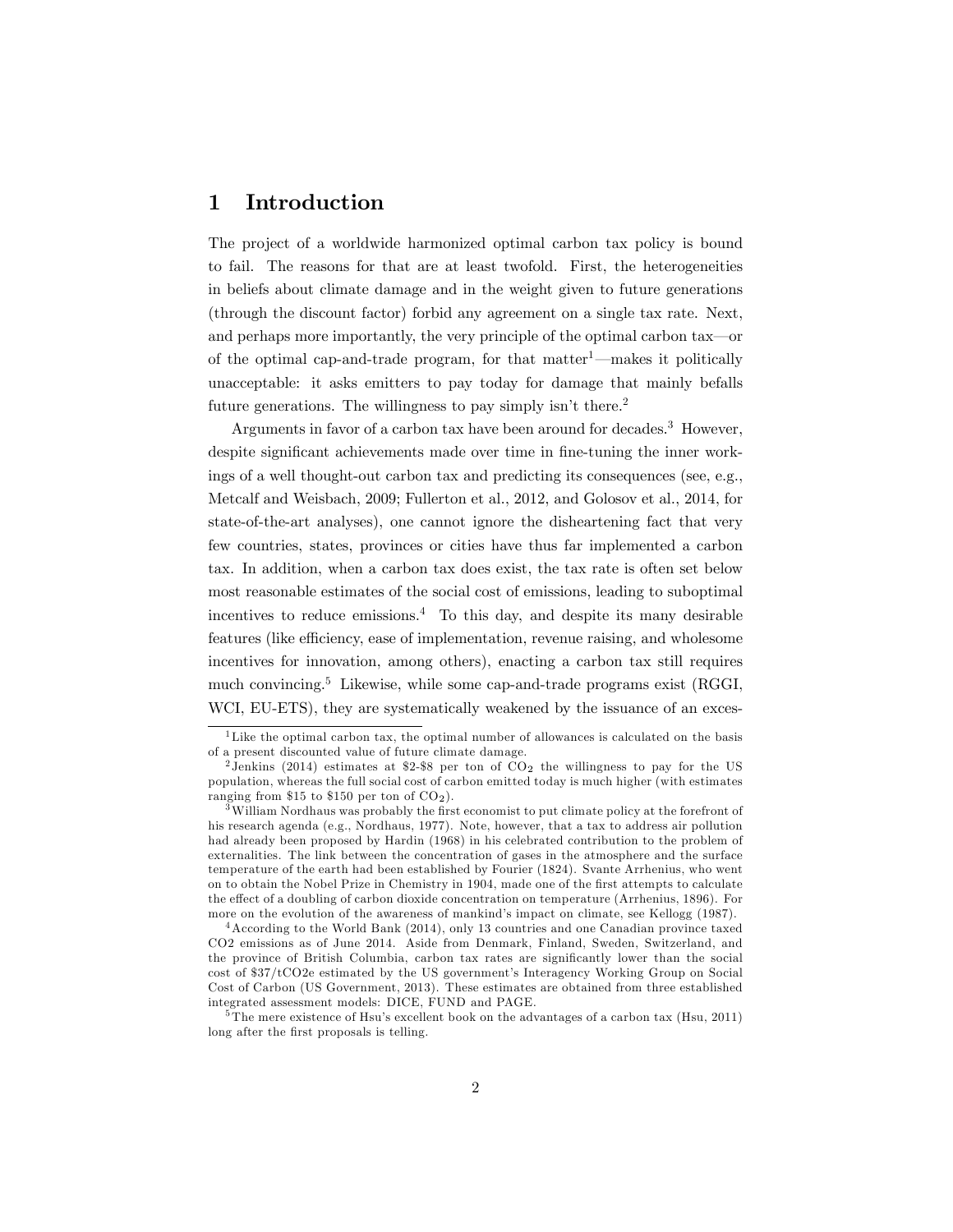# 1 Introduction

The project of a worldwide harmonized optimal carbon tax policy is bound to fail. The reasons for that are at least twofold. First, the heterogeneities in beliefs about climate damage and in the weight given to future generations (through the discount factor) forbid any agreement on a single tax rate. Next, and perhaps more importantly, the very principle of the optimal carbon tax—or of the optimal cap-and-trade program, for that matter[1]—makes it politically unacceptable: it asks emitters to pay today for damage that mainly befalls future generations. The willingness to pay simply isn't there.[2]

Arguments in favor of a carbon tax have been around for decades.[3] However, despite significant achievements made over time in fine-tuning the inner workings of a well thought-out carbon tax and predicting its consequences (see, e.g., Metcalf and Weisbach, 2009; Fullerton et al., 2012, and Golosov et al., 2014, for state-of-the-art analyses), one cannot ignore the disheartening fact that very few countries, states, provinces or cities have thus far implemented a carbon tax. In addition, when a carbon tax does exist, the tax rate is often set below most reasonable estimates of the social cost of emissions, leading to suboptimal incentives to reduce emissions.[4] To this day, and despite its many desirable features (like efficiency, ease of implementation, revenue raising, and wholesome incentives for innovation, among others), enacting a carbon tax still requires much convincing.[5] Likewise, while some cap-and-trade programs exist (RGGI, WCI, EU-ETS), they are systematically weakened by the issuance of an exces-

[1] Like the optimal carbon tax, the optimal number of allowances is calculated on the basis of a present discounted value of future climate damage.

[2] Jenkins (2014) estimates at \$2-\$8 per ton of $CO_2$ the willingness to pay for the US population, whereas the full social cost of carbon emitted today is much higher (with estimates ranging from \$15 to \$150 per ton of $CO_2$).

[3] William Nordhaus was probably the first economist to put climate policy at the forefront of his research agenda (e.g., Nordhaus, 1977). Note, however, that a tax to address air pollution had already been proposed by Hardin (1968) in his celebrated contribution to the problem of externalities. The link between the concentration of gases in the atmosphere and the surface temperature of the earth had been established by Fourier (1824). Svante Arrhenius, who went on to obtain the Nobel Prize in Chemistry in 1904, made one of the first attempts to calculate the effect of a doubling of carbon dioxide concentration on temperature (Arrhenius, 1896). For more on the evolution of the awareness of mankind's impact on climate, see Kellogg (1987).

[4] According to the World Bank (2014), only 13 countries and one Canadian province taxed CO2 emissions as of June 2014. Aside from Denmark, Finland, Sweden, Switzerland, and the province of British Columbia, carbon tax rates are significantly lower than the social cost of \$37/tCO2e estimated by the US government's Interagency Working Group on Social Cost of Carbon (US Government, 2013). These estimates are obtained from three established integrated assessment models: DICE, FUND and PAGE.

[5] The mere existence of Hsu's excellent book on the advantages of a carbon tax (Hsu, 2011) long after the first proposals is telling.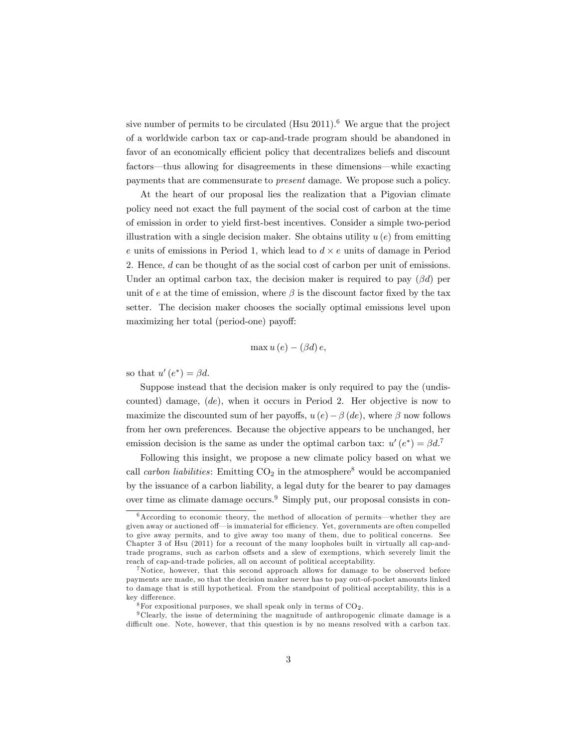sive number of permits to be circulated (Hsu 2011).[6] We argue that the project of a worldwide carbon tax or cap-and-trade program should be abandoned in favor of an economically efficient policy that decentralizes beliefs and discount factors—thus allowing for disagreements in these dimensions—while exacting payments that are commensurate to *present* damage. We propose such a policy.

At the heart of our proposal lies the realization that a Pigovian climate policy need not exact the full payment of the social cost of carbon at the time of emission in order to yield first-best incentives. Consider a simple two-period illustration with a single decision maker. She obtains utility $u(e)$ from emitting $e$ units of emissions in Period 1, which lead to $d \times e$ units of damage in Period 2. Hence, $d$ can be thought of as the social cost of carbon per unit of emissions. Under an optimal carbon tax, the decision maker is required to pay $(\beta d)$ per unit of $e$ at the time of emission, where $\beta$ is the discount factor fixed by the tax setter. The decision maker chooses the socially optimal emissions level upon maximizing her total (period-one) payoff:

$$\max u(e) - (\beta d) e,$$

so that $u'(e^*) = \beta d$.

Suppose instead that the decision maker is only required to pay the (undiscounted) damage, $(de)$, when it occurs in Period 2. Her objective is now to maximize the discounted sum of her payoffs, $u(e) - \beta(de)$, where $\beta$ now follows from her own preferences. Because the objective appears to be unchanged, her emission decision is the same as under the optimal carbon tax: $u'(e^*) = \beta d$.[7]

Following this insight, we propose a new climate policy based on what we call *carbon liabilities*: Emitting $CO_2$ in the atmosphere[8] would be accompanied by the issuance of a carbon liability, a legal duty for the bearer to pay damages over time as climate damage occurs.[9] Simply put, our proposal consists in con-

---

[6] According to economic theory, the method of allocation of permits—whether they are given away or auctioned off—is immaterial for efficiency. Yet, governments are often compelled to give away permits, and to give away too many of them, due to political concerns. See Chapter 3 of Hsu (2011) for a recount of the many loopholes built in virtually all cap-and-trade programs, such as carbon offsets and a slew of exemptions, which severely limit the reach of cap-and-trade policies, all on account of political acceptability.

[7] Notice, however, that this second approach allows for damage to be observed before payments are made, so that the decision maker never has to pay out-of-pocket amounts linked to damage that is still hypothetical. From the standpoint of political acceptability, this is a key difference.

[8] For expositional purposes, we shall speak only in terms of $CO_2$.

[9] Clearly, the issue of determining the magnitude of anthropogenic climate damage is a difficult one. Note, however, that this question is by no means resolved with a carbon tax.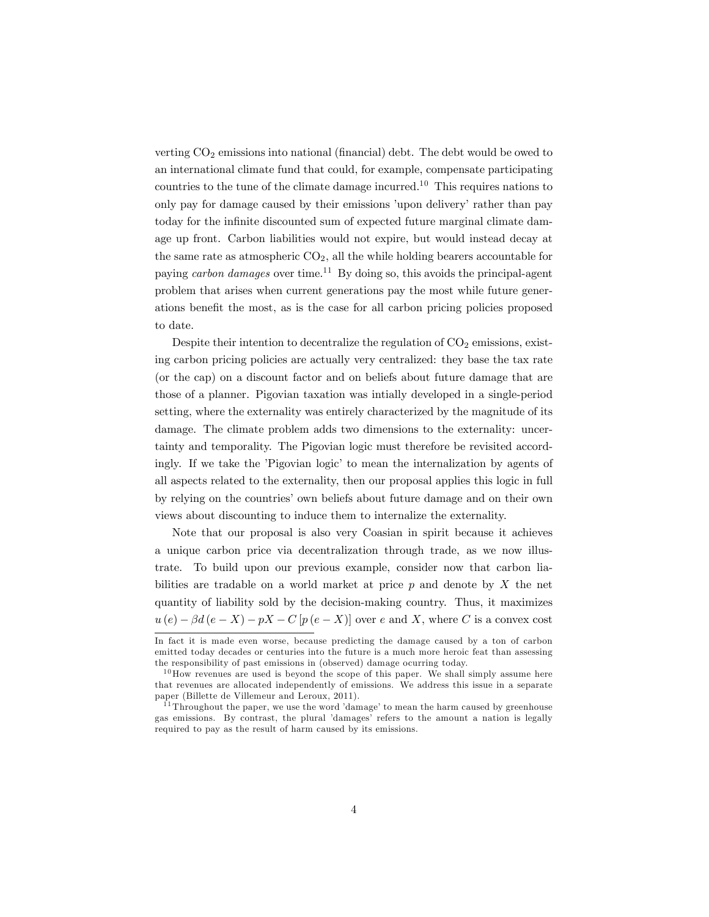verting $CO_2$ emissions into national (financial) debt. The debt would be owed to an international climate fund that could, for example, compensate participating countries to the tune of the climate damage incurred.[10] This requires nations to only pay for damage caused by their emissions 'upon delivery' rather than pay today for the infinite discounted sum of expected future marginal climate damage up front. Carbon liabilities would not expire, but would instead decay at the same rate as atmospheric $CO_2$, all the while holding bearers accountable for paying *carbon damages* over time.[11] By doing so, this avoids the principal-agent problem that arises when current generations pay the most while future generations benefit the most, as is the case for all carbon pricing policies proposed to date.

Despite their intention to decentralize the regulation of $CO_2$ emissions, existing carbon pricing policies are actually very centralized: they base the tax rate (or the cap) on a discount factor and on beliefs about future damage that are those of a planner. Pigovian taxation was intially developed in a single-period setting, where the externality was entirely characterized by the magnitude of its damage. The climate problem adds two dimensions to the externality: uncertainty and temporality. The Pigovian logic must therefore be revisited accordingly. If we take the 'Pigovian logic' to mean the internalization by agents of all aspects related to the externality, then our proposal applies this logic in full by relying on the countries' own beliefs about future damage and on their own views about discounting to induce them to internalize the externality.

Note that our proposal is also very Coasian in spirit because it achieves a unique carbon price via decentralization through trade, as we now illustrate. To build upon our previous example, consider now that carbon liabilities are tradable on a world market at price $p$ and denote by $X$ the net quantity of liability sold by the decision-making country. Thus, it maximizes $u(e) - \beta d(e - X) - pX - C[p(e - X)]$ over $e$ and $X$, where $C$ is a convex cost

---

In fact it is made even worse, because predicting the damage caused by a ton of carbon emitted today decades or centuries into the future is a much more heroic feat than assessing the responsibility of past emissions in (observed) damage ocurring today.

[10] How revenues are used is beyond the scope of this paper. We shall simply assume here that revenues are allocated independently of emissions. We address this issue in a separate paper (Billette de Villemeur and Leroux, 2011).

[11] Throughout the paper, we use the word 'damage' to mean the harm caused by greenhouse gas emissions. By contrast, the plural 'damages' refers to the amount a nation is legally required to pay as the result of harm caused by its emissions.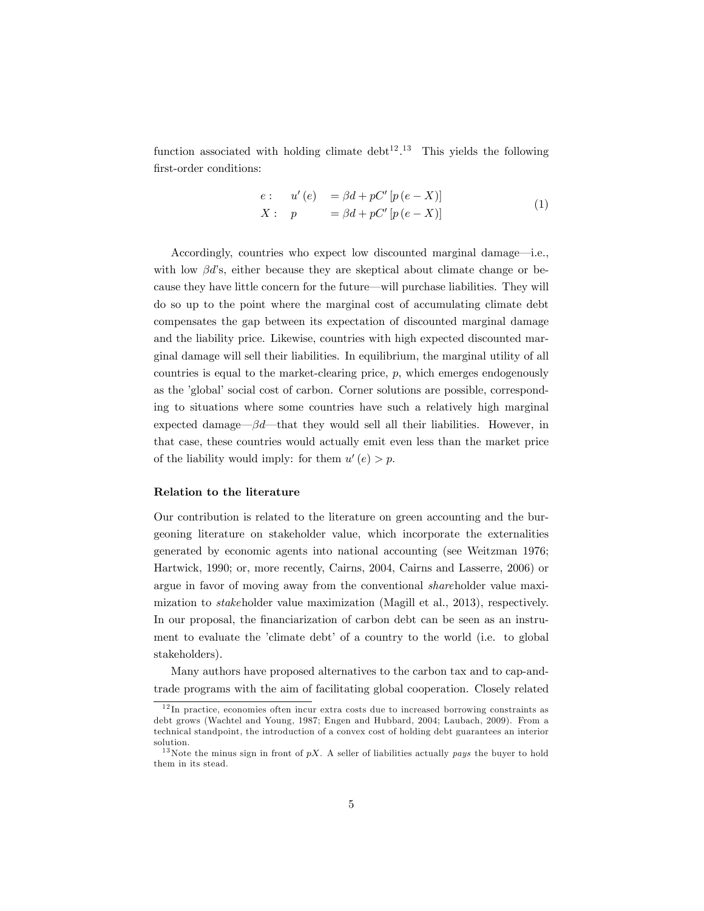function associated with holding climate debt[12].[13] This yields the following first-order conditions:

$$
\begin{array}{lll}
e: & u'(e) & = \beta d + pC'\left[p\left(e - X\right)\right] \\
X: & p & = \beta d + pC'\left[p\left(e - X\right)\right]
\end{array}
\tag{1}
$$

Accordingly, countries who expect low discounted marginal damage—i.e., with low $\beta d$'s, either because they are skeptical about climate change or because they have little concern for the future—will purchase liabilities. They will do so up to the point where the marginal cost of accumulating climate debt compensates the gap between its expectation of discounted marginal damage and the liability price. Likewise, countries with high expected discounted marginal damage will sell their liabilities. In equilibrium, the marginal utility of all countries is equal to the market-clearing price, $p$, which emerges endogenously as the 'global' social cost of carbon. Corner solutions are possible, corresponding to situations where some countries have such a relatively high marginal expected damage—$\beta d$—that they would sell all their liabilities. However, in that case, these countries would actually emit even less than the market price of the liability would imply: for them $u'(e) > p$.

#### Relation to the literature

Our contribution is related to the literature on green accounting and the burgeoning literature on stakeholder value, which incorporate the externalities generated by economic agents into national accounting (see Weitzman 1976; Hartwick, 1990; or, more recently, Cairns, 2004, Cairns and Lasserre, 2006) or argue in favor of moving away from the conventional *share*holder value maximization to *stake*holder value maximization (Magill et al., 2013), respectively. In our proposal, the financiarization of carbon debt can be seen as an instrument to evaluate the 'climate debt' of a country to the world (i.e. to global stakeholders).

Many authors have proposed alternatives to the carbon tax and to cap-and-trade programs with the aim of facilitating global cooperation. Closely related

---

[12] In practice, economies often incur extra costs due to increased borrowing constraints as debt grows (Wachtel and Young, 1987; Engen and Hubbard, 2004; Laubach, 2009). From a technical standpoint, the introduction of a convex cost of holding debt guarantees an interior solution.

[13] Note the minus sign in front of $pX$. A seller of liabilities actually *pays* the buyer to hold them in its stead.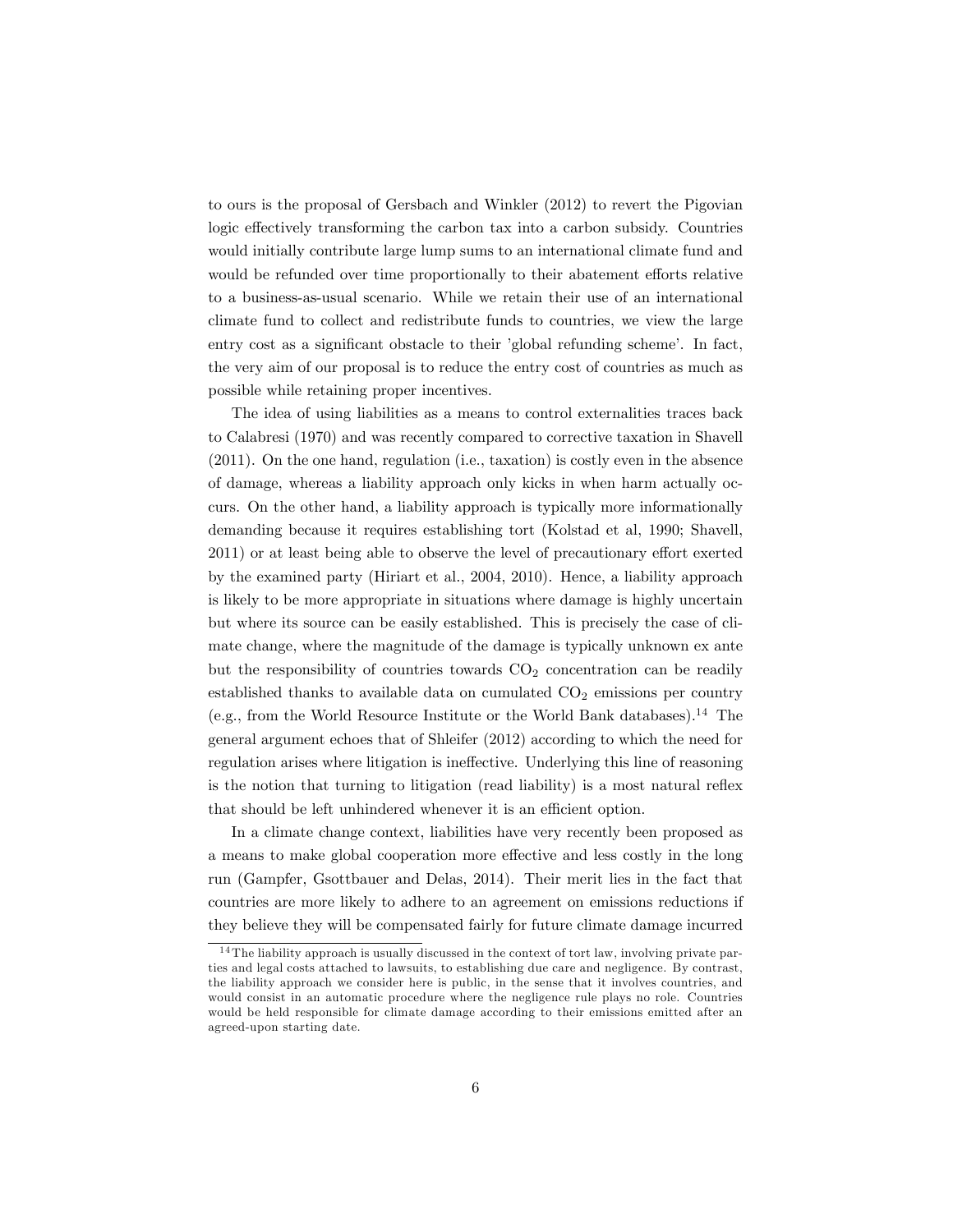to ours is the proposal of Gersbach and Winkler (2012) to revert the Pigovian logic effectively transforming the carbon tax into a carbon subsidy. Countries would initially contribute large lump sums to an international climate fund and would be refunded over time proportionally to their abatement efforts relative to a business-as-usual scenario. While we retain their use of an international climate fund to collect and redistribute funds to countries, we view the large entry cost as a significant obstacle to their 'global refunding scheme'. In fact, the very aim of our proposal is to reduce the entry cost of countries as much as possible while retaining proper incentives.

The idea of using liabilities as a means to control externalities traces back to Calabresi (1970) and was recently compared to corrective taxation in Shavell (2011). On the one hand, regulation (i.e., taxation) is costly even in the absence of damage, whereas a liability approach only kicks in when harm actually occurs. On the other hand, a liability approach is typically more informationally demanding because it requires establishing tort (Kolstad et al, 1990; Shavell, 2011) or at least being able to observe the level of precautionary effort exerted by the examined party (Hiriart et al., 2004, 2010). Hence, a liability approach is likely to be more appropriate in situations where damage is highly uncertain but where its source can be easily established. This is precisely the case of climate change, where the magnitude of the damage is typically unknown ex ante but the responsibility of countries towards $CO_2$ concentration can be readily established thanks to available data on cumulated $CO_2$ emissions per country (e.g., from the World Resource Institute or the World Bank databases).[14] The general argument echoes that of Shleifer (2012) according to which the need for regulation arises where litigation is ineffective. Underlying this line of reasoning is the notion that turning to litigation (read liability) is a most natural reflex that should be left unhindered whenever it is an efficient option.

In a climate change context, liabilities have very recently been proposed as a means to make global cooperation more effective and less costly in the long run (Gampfer, Gsottbauer and Delas, 2014). Their merit lies in the fact that countries are more likely to adhere to an agreement on emissions reductions if they believe they will be compensated fairly for future climate damage incurred

[14] The liability approach is usually discussed in the context of tort law, involving private parties and legal costs attached to lawsuits, to establishing due care and negligence. By contrast, the liability approach we consider here is public, in the sense that it involves countries, and would consist in an automatic procedure where the negligence rule plays no role. Countries would be held responsible for climate damage according to their emissions emitted after an agreed-upon starting date.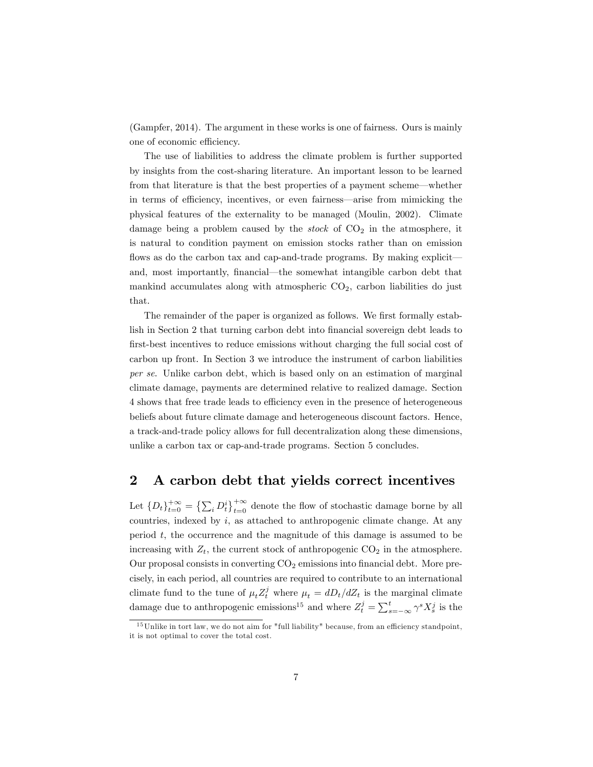(Gampfer, 2014). The argument in these works is one of fairness. Ours is mainly one of economic efficiency.

The use of liabilities to address the climate problem is further supported by insights from the cost-sharing literature. An important lesson to be learned from that literature is that the best properties of a payment scheme—whether in terms of efficiency, incentives, or even fairness—arise from mimicking the physical features of the externality to be managed (Moulin, 2002). Climate damage being a problem caused by the *stock* of $CO_2$ in the atmosphere, it is natural to condition payment on emission stocks rather than on emission flows as do the carbon tax and cap-and-trade programs. By making explicit—and, most importantly, financial—the somewhat intangible carbon debt that mankind accumulates along with atmospheric $CO_2$, carbon liabilities do just that.

The remainder of the paper is organized as follows. We first formally establish in Section 2 that turning carbon debt into financial sovereign debt leads to first-best incentives to reduce emissions without charging the full social cost of carbon up front. In Section 3 we introduce the instrument of carbon liabilities *per se*. Unlike carbon debt, which is based only on an estimation of marginal climate damage, payments are determined relative to realized damage. Section 4 shows that free trade leads to efficiency even in the presence of heterogeneous beliefs about future climate damage and heterogeneous discount factors. Hence, a track-and-trade policy allows for full decentralization along these dimensions, unlike a carbon tax or cap-and-trade programs. Section 5 concludes.

## 2 A carbon debt that yields correct incentives

Let $\{D_t\}_{t=0}^{+\infty} = \left\{\sum_i D_t^i\right\}_{t=0}^{+\infty}$ denote the flow of stochastic damage borne by all countries, indexed by $i$, as attached to anthropogenic climate change. At any period $t$, the occurrence and the magnitude of this damage is assumed to be increasing with $Z_t$, the current stock of anthropogenic $CO_2$ in the atmosphere. Our proposal consists in converting $CO_2$ emissions into financial debt. More precisely, in each period, all countries are required to contribute to an international climate fund to the tune of $\mu_t Z_t^j$ where $\mu_t = dD_t/dZ_t$ is the marginal climate damage due to anthropogenic emissions[15] and where $Z_t^j = \sum_{s=-\infty}^{t} \gamma^s X_s^j$ is the

[15] Unlike in tort law, we do not aim for "full liability" because, from an efficiency standpoint, it is not optimal to cover the total cost.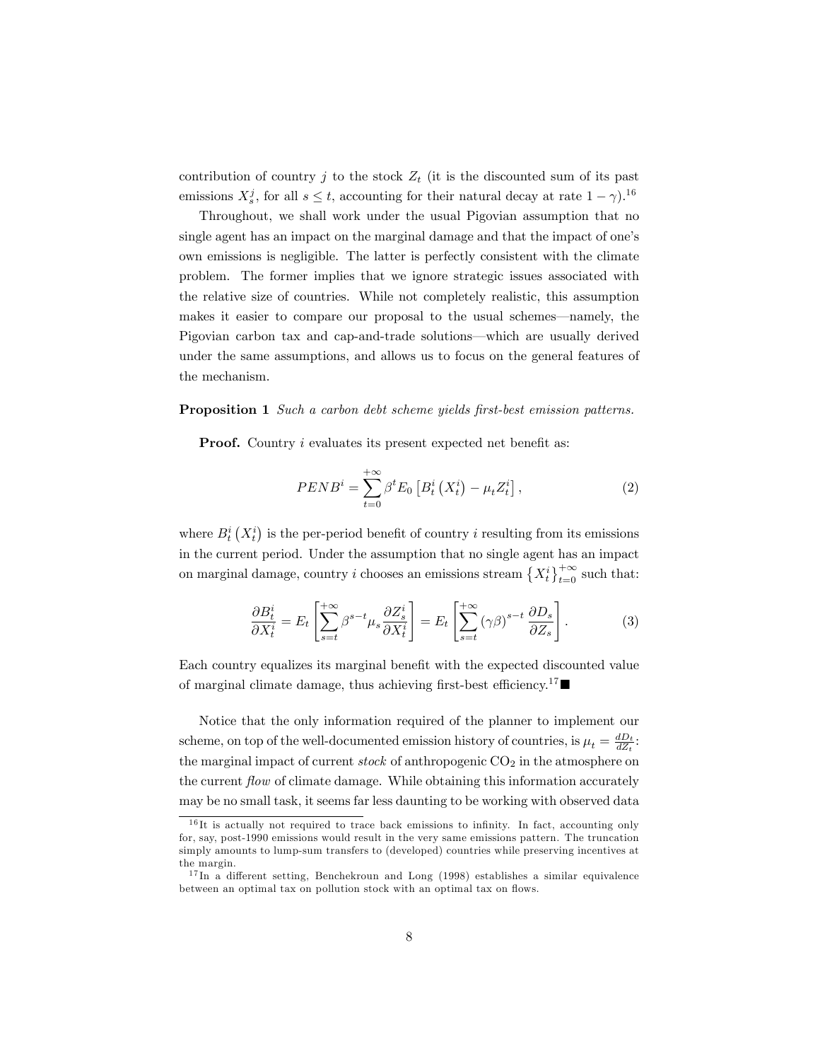contribution of country $j$ to the stock $Z_t$ (it is the discounted sum of its past emissions $X_s^j$, for all $s \leq t$, accounting for their natural decay at rate $1-\gamma$).[16]

Throughout, we shall work under the usual Pigovian assumption that no single agent has an impact on the marginal damage and that the impact of one's own emissions is negligible. The latter is perfectly consistent with the climate problem. The former implies that we ignore strategic issues associated with the relative size of countries. While not completely realistic, this assumption makes it easier to compare our proposal to the usual schemes—namely, the Pigovian carbon tax and cap-and-trade solutions—which are usually derived under the same assumptions, and allows us to focus on the general features of the mechanism.

**Proposition 1** *Such a carbon debt scheme yields first-best emission patterns.*

**Proof.** Country $i$ evaluates its present expected net benefit as:

$$PENB^i = \sum_{t=0}^{+\infty} \beta^t E_0 \left[ B_t^i \left( X_t^i \right) - \mu_t Z_t^i \right], \tag{2}$$

where $B_t^i \left( X_t^i \right)$ is the per-period benefit of country $i$ resulting from its emissions in the current period. Under the assumption that no single agent has an impact on marginal damage, country $i$ chooses an emissions stream $\left\{ X_t^i \right\}_{t=0}^{+\infty}$ such that:

$$\frac{\partial B_t^i}{\partial X_t^i} = E_t \left[ \sum_{s=t}^{+\infty} \beta^{s-t} \mu_s \frac{\partial Z_s^i}{\partial X_t^i} \right] = E_t \left[ \sum_{s=t}^{+\infty} (\gamma\beta)^{s-t} \frac{\partial D_s}{\partial Z_s} \right]. \tag{3}$$

Each country equalizes its marginal benefit with the expected discounted value of marginal climate damage, thus achieving first-best efficiency.[17] ■

Notice that the only information required of the planner to implement our scheme, on top of the well-documented emission history of countries, is $\mu_t = \frac{dD_t}{dZ_t}$: the marginal impact of current *stock* of anthropogenic $CO_2$ in the atmosphere on the current *flow* of climate damage. While obtaining this information accurately may be no small task, it seems far less daunting to be working with observed data

---

[16] It is actually not required to trace back emissions to infinity. In fact, accounting only for, say, post-1990 emissions would result in the very same emissions pattern. The truncation simply amounts to lump-sum transfers to (developed) countries while preserving incentives at the margin.

[17] In a different setting, Benchekroun and Long (1998) establishes a similar equivalence between an optimal tax on pollution stock with an optimal tax on flows.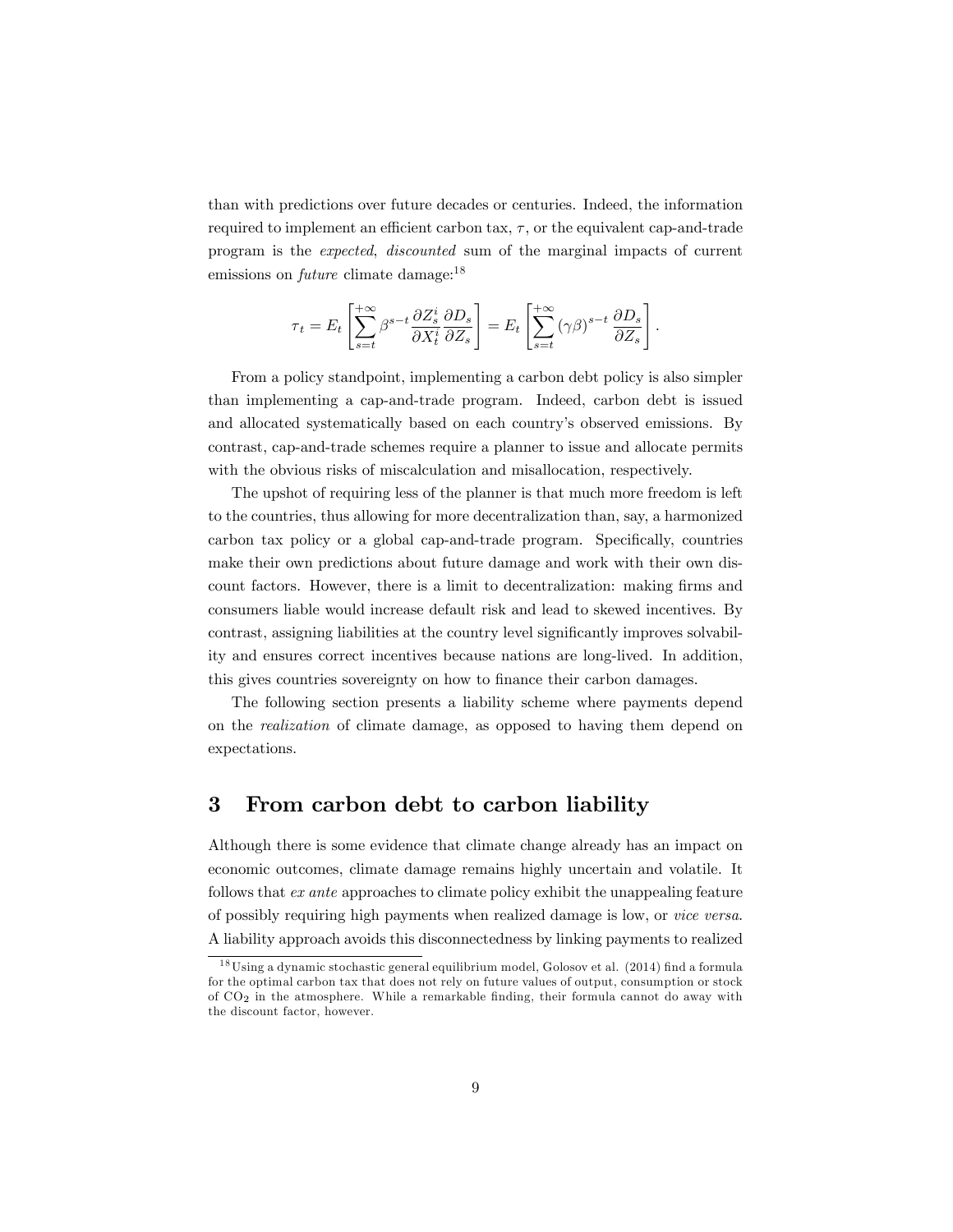than with predictions over future decades or centuries. Indeed, the information required to implement an efficient carbon tax, $\tau$, or the equivalent cap-and-trade program is the *expected*, *discounted* sum of the marginal impacts of current emissions on *future* climate damage:[18]

$$\tau_t = E_t \left[ \sum_{s=t}^{+\infty} \beta^{s-t} \frac{\partial Z_s^i}{\partial X_t^i} \frac{\partial D_s}{\partial Z_s} \right] = E_t \left[ \sum_{s=t}^{+\infty} (\gamma \beta)^{s-t} \frac{\partial D_s}{\partial Z_s} \right].$$

From a policy standpoint, implementing a carbon debt policy is also simpler than implementing a cap-and-trade program. Indeed, carbon debt is issued and allocated systematically based on each country's observed emissions. By contrast, cap-and-trade schemes require a planner to issue and allocate permits with the obvious risks of miscalculation and misallocation, respectively.

The upshot of requiring less of the planner is that much more freedom is left to the countries, thus allowing for more decentralization than, say, a harmonized carbon tax policy or a global cap-and-trade program. Specifically, countries make their own predictions about future damage and work with their own discount factors. However, there is a limit to decentralization: making firms and consumers liable would increase default risk and lead to skewed incentives. By contrast, assigning liabilities at the country level significantly improves solvability and ensures correct incentives because nations are long-lived. In addition, this gives countries sovereignty on how to finance their carbon damages.

The following section presents a liability scheme where payments depend on the *realization* of climate damage, as opposed to having them depend on expectations.

# 3 From carbon debt to carbon liability

Although there is some evidence that climate change already has an impact on economic outcomes, climate damage remains highly uncertain and volatile. It follows that *ex ante* approaches to climate policy exhibit the unappealing feature of possibly requiring high payments when realized damage is low, or *vice versa*. A liability approach avoids this disconnectedness by linking payments to realized

[18] Using a dynamic stochastic general equilibrium model, Golosov et al. (2014) find a formula for the optimal carbon tax that does not rely on future values of output, consumption or stock of $CO_2$ in the atmosphere. While a remarkable finding, their formula cannot do away with the discount factor, however.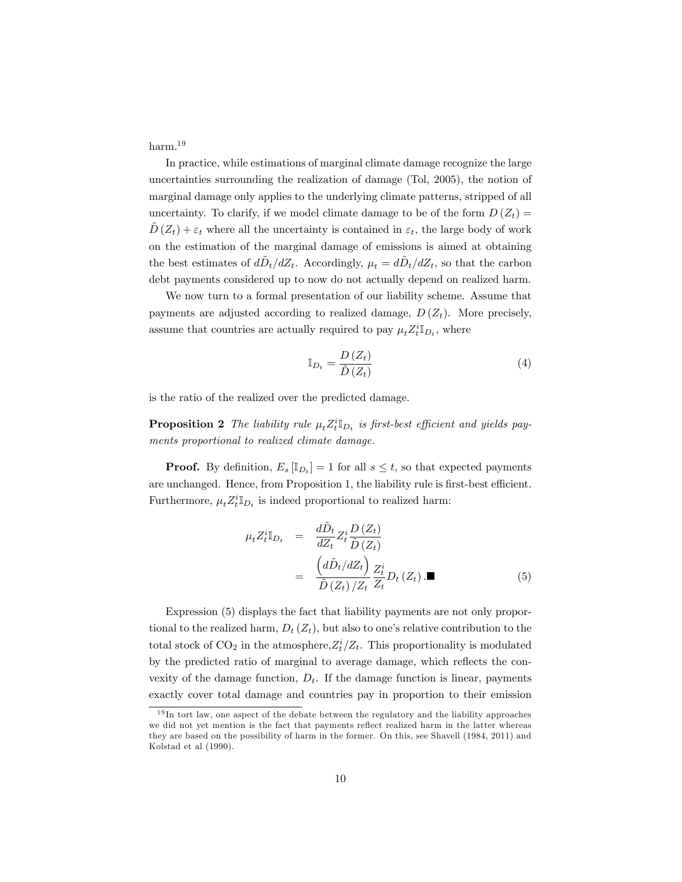harm.[19]

In practice, while estimations of marginal climate damage recognize the large uncertainties surrounding the realization of damage (Tol, 2005), the notion of marginal damage only applies to the underlying climate patterns, stripped of all uncertainty. To clarify, if we model climate damage to be of the form $D(Z_t) = \tilde{D}(Z_t) + \varepsilon_t$ where all the uncertainty is contained in $\varepsilon_t$, the large body of work on the estimation of the marginal damage of emissions is aimed at obtaining the best estimates of $d\tilde{D}_t/dZ_t$. Accordingly, $\mu_t = d\tilde{D}_t/dZ_t$, so that the carbon debt payments considered up to now do not actually depend on realized harm.

We now turn to a formal presentation of our liability scheme. Assume that payments are adjusted according to realized damage, $D(Z_t)$. More precisely, assume that countries are actually required to pay $\mu_t Z_t^i \mathbb{I}_{D_t}$, where

$$\mathbb{I}_{D_t} = \frac{D(Z_t)}{\tilde{D}(Z_t)} \tag{4}$$

is the ratio of the realized over the predicted damage.

**Proposition 2** *The liability rule $\mu_t Z_t^i \mathbb{I}_{D_t}$ is first-best efficient and yields payments proportional to realized climate damage.*

**Proof.** By definition, $E_s[\mathbb{I}_{D_t}] = 1$ for all $s \leq t$, so that expected payments are unchanged. Hence, from Proposition 1, the liability rule is first-best efficient. Furthermore, $\mu_t Z_t^i \mathbb{I}_{D_t}$ is indeed proportional to realized harm:

$$\begin{aligned} \mu_t Z_t^i \mathbb{I}_{D_t} &= \frac{d\tilde{D}_t}{dZ_t} Z_t^i \frac{D(Z_t)}{\tilde{D}(Z_t)} \\ &= \frac{\left(d\tilde{D}_t/dZ_t\right)}{\tilde{D}(Z_t)/Z_t} \frac{Z_t^i}{Z_t} D_t(Z_t). \blacksquare \end{aligned} \tag{5}$$

Expression (5) displays the fact that liability payments are not only proportional to the realized harm, $D_t(Z_t)$, but also to one's relative contribution to the total stock of $CO_2$ in the atmosphere, $Z_t^i/Z_t$. This proportionality is modulated by the predicted ratio of marginal to average damage, which reflects the convexity of the damage function, $D_t$. If the damage function is linear, payments exactly cover total damage and countries pay in proportion to their emission

---

[19] In tort law, one aspect of the debate between the regulatory and the liability approaches we did not yet mention is the fact that payments reflect realized harm in the latter whereas they are based on the possibility of harm in the former. On this, see Shavell (1984, 2011) and Kolstad et al (1990).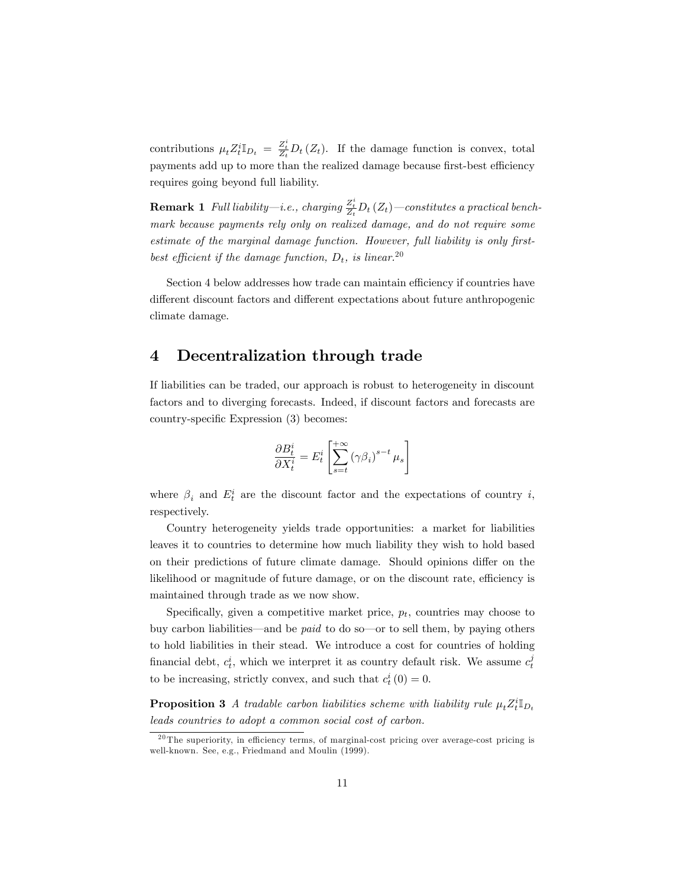contributions $\mu_t Z_t^i \mathbb{I}_{D_t} = \frac{Z_t^i}{Z_t} D_t(Z_t)$. If the damage function is convex, total payments add up to more than the realized damage because first-best efficiency requires going beyond full liability.

**Remark 1** *Full liability—i.e., charging $\frac{Z_t^i}{Z_t} D_t(Z_t)$—constitutes a practical benchmark because payments rely only on realized damage, and do not require some estimate of the marginal damage function. However, full liability is only first-best efficient if the damage function, $D_t$, is linear.*[20]

Section 4 below addresses how trade can maintain efficiency if countries have different discount factors and different expectations about future anthropogenic climate damage.

# 4 Decentralization through trade

If liabilities can be traded, our approach is robust to heterogeneity in discount factors and to diverging forecasts. Indeed, if discount factors and forecasts are country-specific Expression (3) becomes:

$$\frac{\partial B_t^i}{\partial X_t^i} = E_t^i \left[ \sum_{s=t}^{+\infty} (\gamma \beta_i)^{s-t} \mu_s \right]$$

where $\beta_i$ and $E_t^i$ are the discount factor and the expectations of country $i$, respectively.

Country heterogeneity yields trade opportunities: a market for liabilities leaves it to countries to determine how much liability they wish to hold based on their predictions of future climate damage. Should opinions differ on the likelihood or magnitude of future damage, or on the discount rate, efficiency is maintained through trade as we now show.

Specifically, given a competitive market price, $p_t$, countries may choose to buy carbon liabilities—and be *paid* to do so—or to sell them, by paying others to hold liabilities in their stead. We introduce a cost for countries of holding financial debt, $c_t^i$, which we interpret it as country default risk. We assume $c_t^j$ to be increasing, strictly convex, and such that $c_t^i(0) = 0$.

**Proposition 3** *A tradable carbon liabilities scheme with liability rule $\mu_t Z_t^i \mathbb{I}_{D_t}$ leads countries to adopt a common social cost of carbon.*

[20] The superiority, in efficiency terms, of marginal-cost pricing over average-cost pricing is well-known. See, e.g., Friedmand and Moulin (1999).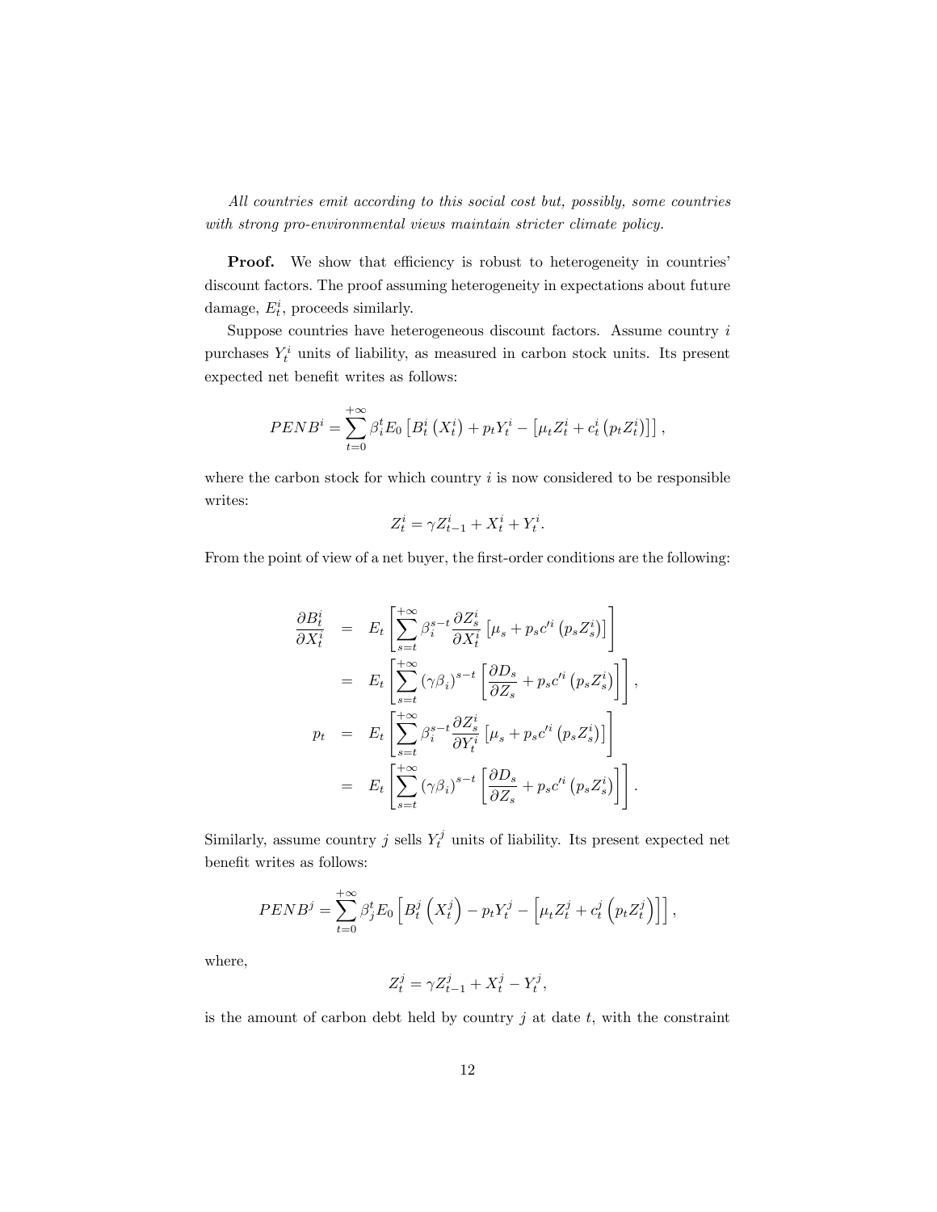*All countries emit according to this social cost but, possibly, some countries with strong pro-environmental views maintain stricter climate policy.*

**Proof.** We show that efficiency is robust to heterogeneity in countries' discount factors. The proof assuming heterogeneity in expectations about future damage, $E_t^i$, proceeds similarly.

Suppose countries have heterogeneous discount factors. Assume country $i$ purchases $Y_t^i$ units of liability, as measured in carbon stock units. Its present expected net benefit writes as follows:

$$PENB^i = \sum_{t=0}^{+\infty} \beta_i^t E_0 \left[ B_t^i \left( X_t^i \right) + p_t Y_t^i - \left[ \mu_t Z_t^i + c_t^i \left( p_t Z_t^i \right) \right] \right],$$

where the carbon stock for which country $i$ is now considered to be responsible writes:

$$Z_t^i = \gamma Z_{t-1}^i + X_t^i + Y_t^i.$$

From the point of view of a net buyer, the first-order conditions are the following:

$$\begin{aligned}
\frac{\partial B_t^i}{\partial X_t^i} &= E_t \left[ \sum_{s=t}^{+\infty} \beta_i^{s-t} \frac{\partial Z_s^i}{\partial X_t^i} \left[ \mu_s + p_s c'^i \left( p_s Z_s^i \right) \right] \right] \\
&= E_t \left[ \sum_{s=t}^{+\infty} \left( \gamma \beta_i \right)^{s-t} \left[ \frac{\partial D_s}{\partial Z_s} + p_s c'^i \left( p_s Z_s^i \right) \right] \right], \\
p_t &= E_t \left[ \sum_{s=t}^{+\infty} \beta_i^{s-t} \frac{\partial Z_s^i}{\partial Y_t^i} \left[ \mu_s + p_s c'^i \left( p_s Z_s^i \right) \right] \right] \\
&= E_t \left[ \sum_{s=t}^{+\infty} \left( \gamma \beta_i \right)^{s-t} \left[ \frac{\partial D_s}{\partial Z_s} + p_s c'^i \left( p_s Z_s^i \right) \right] \right].
\end{aligned}$$

Similarly, assume country $j$ sells $Y_t^j$ units of liability. Its present expected net benefit writes as follows:

$$PENB^j = \sum_{t=0}^{+\infty} \beta_j^t E_0 \left[ B_t^j \left( X_t^j \right) - p_t Y_t^j - \left[ \mu_t Z_t^j + c_t^j \left( p_t Z_t^j \right) \right] \right],$$

where,

$$Z_t^j = \gamma Z_{t-1}^j + X_t^j - Y_t^j,$$

is the amount of carbon debt held by country $j$ at date $t$, with the constraint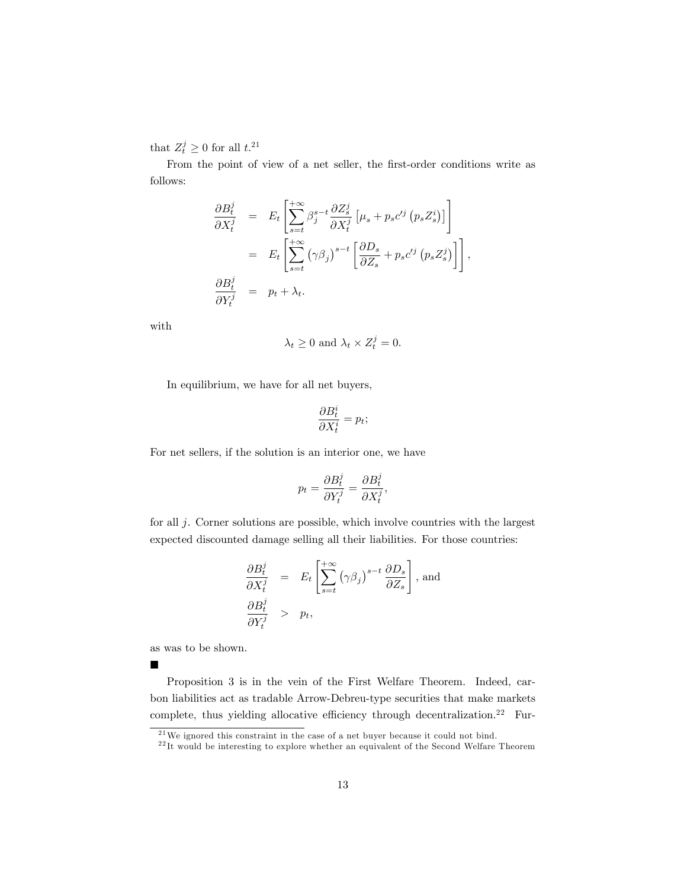that $Z_t^j \geq 0$ for all $t$.[21]

From the point of view of a net seller, the first-order conditions write as follows:

$$
\begin{aligned}
\frac{\partial B_t^j}{\partial X_t^j} &= E_t\left[\sum_{s=t}^{+\infty} \beta_j^{s-t} \frac{\partial Z_s^j}{\partial X_t^j}\left[\mu_s + p_s c'^j\left(p_s Z_s^i\right)\right]\right] \\
&= E_t\left[\sum_{s=t}^{+\infty} \left(\gamma\beta_j\right)^{s-t}\left[\frac{\partial D_s}{\partial Z_s} + p_s c'^j\left(p_s Z_s^j\right)\right]\right], \\
\frac{\partial B_t^j}{\partial Y_t^j} &= p_t + \lambda_t.
\end{aligned}
$$

with

$$
\lambda_t \geq 0 \text{ and } \lambda_t \times Z_t^j = 0.
$$

In equilibrium, we have for all net buyers,

$$
\frac{\partial B_t^i}{\partial X_t^i} = p_t;
$$

For net sellers, if the solution is an interior one, we have

$$
p_t = \frac{\partial B_t^j}{\partial Y_t^j} = \frac{\partial B_t^j}{\partial X_t^j},
$$

for all $j$. Corner solutions are possible, which involve countries with the largest expected discounted damage selling all their liabilities. For those countries:

$$
\begin{aligned}
\frac{\partial B_t^j}{\partial X_t^j} &= E_t\left[\sum_{s=t}^{+\infty} \left(\gamma\beta_j\right)^{s-t} \frac{\partial D_s}{\partial Z_s}\right], \text{ and} \\
\frac{\partial B_t^j}{\partial Y_t^j} &> p_t,
\end{aligned}
$$

as was to be shown.

■

Proposition 3 is in the vein of the First Welfare Theorem. Indeed, carbon liabilities act as tradable Arrow-Debreu-type securities that make markets complete, thus yielding allocative efficiency through decentralization.[22] Fur-

[21] We ignored this constraint in the case of a net buyer because it could not bind.

[22] It would be interesting to explore whether an equivalent of the Second Welfare Theorem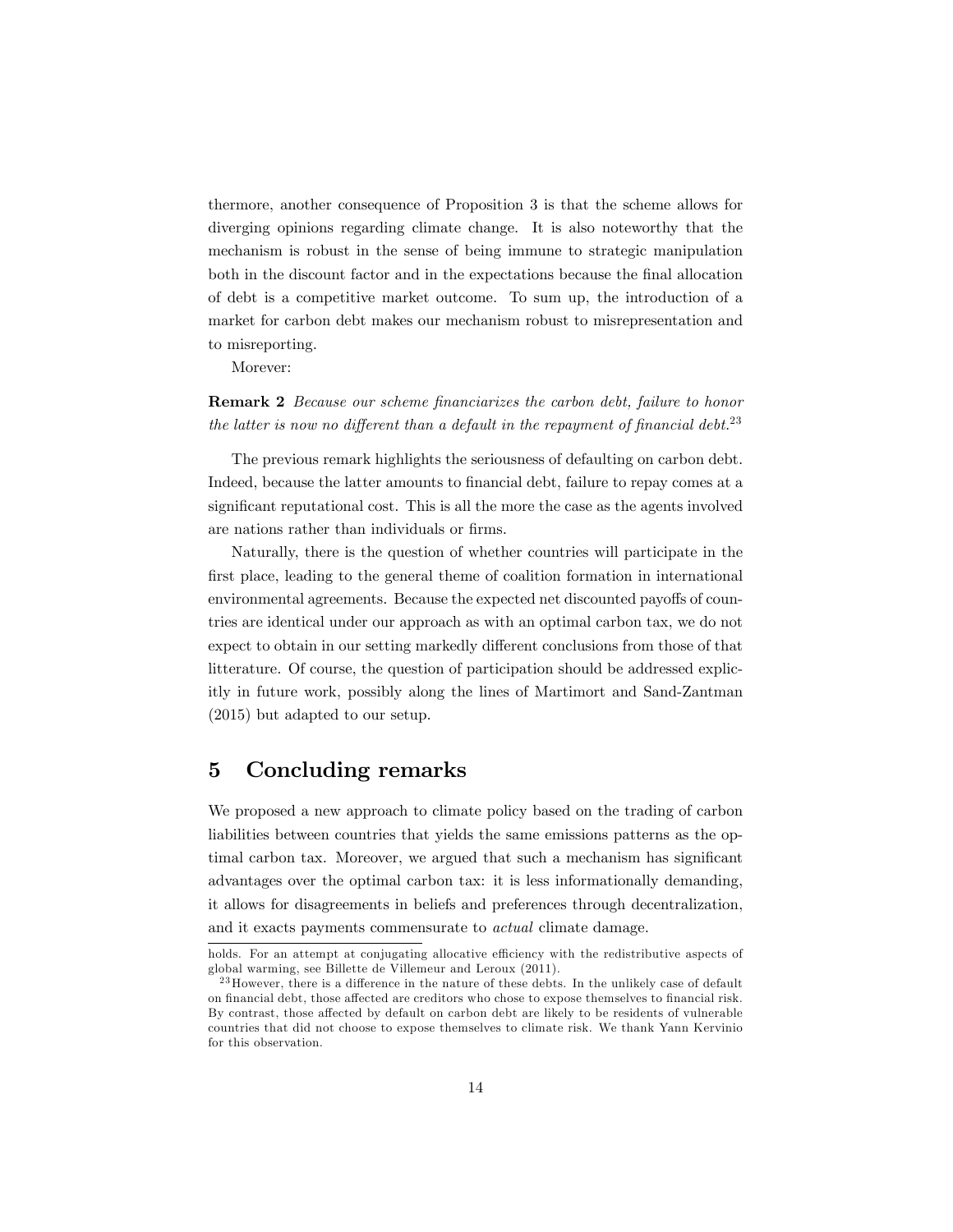thermore, another consequence of Proposition 3 is that the scheme allows for diverging opinions regarding climate change. It is also noteworthy that the mechanism is robust in the sense of being immune to strategic manipulation both in the discount factor and in the expectations because the final allocation of debt is a competitive market outcome. To sum up, the introduction of a market for carbon debt makes our mechanism robust to misrepresentation and to misreporting.

Morever:

**Remark 2** *Because our scheme financiarizes the carbon debt, failure to honor the latter is now no different than a default in the repayment of financial debt.*[23]

The previous remark highlights the seriousness of defaulting on carbon debt. Indeed, because the latter amounts to financial debt, failure to repay comes at a significant reputational cost. This is all the more the case as the agents involved are nations rather than individuals or firms.

Naturally, there is the question of whether countries will participate in the first place, leading to the general theme of coalition formation in international environmental agreements. Because the expected net discounted payoffs of countries are identical under our approach as with an optimal carbon tax, we do not expect to obtain in our setting markedly different conclusions from those of that litterature. Of course, the question of participation should be addressed explicitly in future work, possibly along the lines of Martimort and Sand-Zantman (2015) but adapted to our setup.

## 5 Concluding remarks

We proposed a new approach to climate policy based on the trading of carbon liabilities between countries that yields the same emissions patterns as the optimal carbon tax. Moreover, we argued that such a mechanism has significant advantages over the optimal carbon tax: it is less informationally demanding, it allows for disagreements in beliefs and preferences through decentralization, and it exacts payments commensurate to *actual* climate damage.

holds. For an attempt at conjugating allocative efficiency with the redistributive aspects of global warming, see Billette de Villemeur and Leroux (2011).

[23] However, there is a difference in the nature of these debts. In the unlikely case of default on financial debt, those affected are creditors who chose to expose themselves to financial risk. By contrast, those affected by default on carbon debt are likely to be residents of vulnerable countries that did not choose to expose themselves to climate risk. We thank Yann Kervinio for this observation.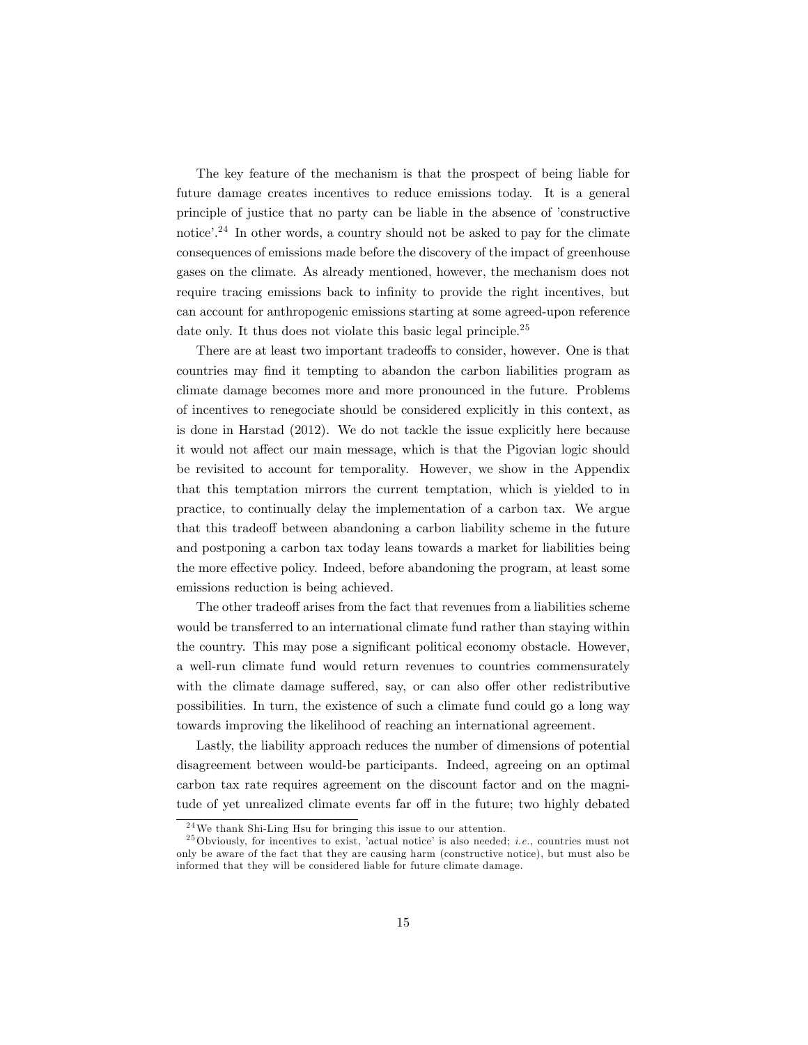The key feature of the mechanism is that the prospect of being liable for future damage creates incentives to reduce emissions today. It is a general principle of justice that no party can be liable in the absence of 'constructive notice'.[24] In other words, a country should not be asked to pay for the climate consequences of emissions made before the discovery of the impact of greenhouse gases on the climate. As already mentioned, however, the mechanism does not require tracing emissions back to infinity to provide the right incentives, but can account for anthropogenic emissions starting at some agreed-upon reference date only. It thus does not violate this basic legal principle.[25]

There are at least two important tradeoffs to consider, however. One is that countries may find it tempting to abandon the carbon liabilities program as climate damage becomes more and more pronounced in the future. Problems of incentives to renegociate should be considered explicitly in this context, as is done in Harstad (2012). We do not tackle the issue explicitly here because it would not affect our main message, which is that the Pigovian logic should be revisited to account for temporality. However, we show in the Appendix that this temptation mirrors the current temptation, which is yielded to in practice, to continually delay the implementation of a carbon tax. We argue that this tradeoff between abandoning a carbon liability scheme in the future and postponing a carbon tax today leans towards a market for liabilities being the more effective policy. Indeed, before abandoning the program, at least some emissions reduction is being achieved.

The other tradeoff arises from the fact that revenues from a liabilities scheme would be transferred to an international climate fund rather than staying within the country. This may pose a significant political economy obstacle. However, a well-run climate fund would return revenues to countries commensurately with the climate damage suffered, say, or can also offer other redistributive possibilities. In turn, the existence of such a climate fund could go a long way towards improving the likelihood of reaching an international agreement.

Lastly, the liability approach reduces the number of dimensions of potential disagreement between would-be participants. Indeed, agreeing on an optimal carbon tax rate requires agreement on the discount factor and on the magnitude of yet unrealized climate events far off in the future; two highly debated

---

[24] We thank Shi-Ling Hsu for bringing this issue to our attention.

[25] Obviously, for incentives to exist, 'actual notice' is also needed; *i.e.*, countries must not only be aware of the fact that they are causing harm (constructive notice), but must also be informed that they will be considered liable for future climate damage.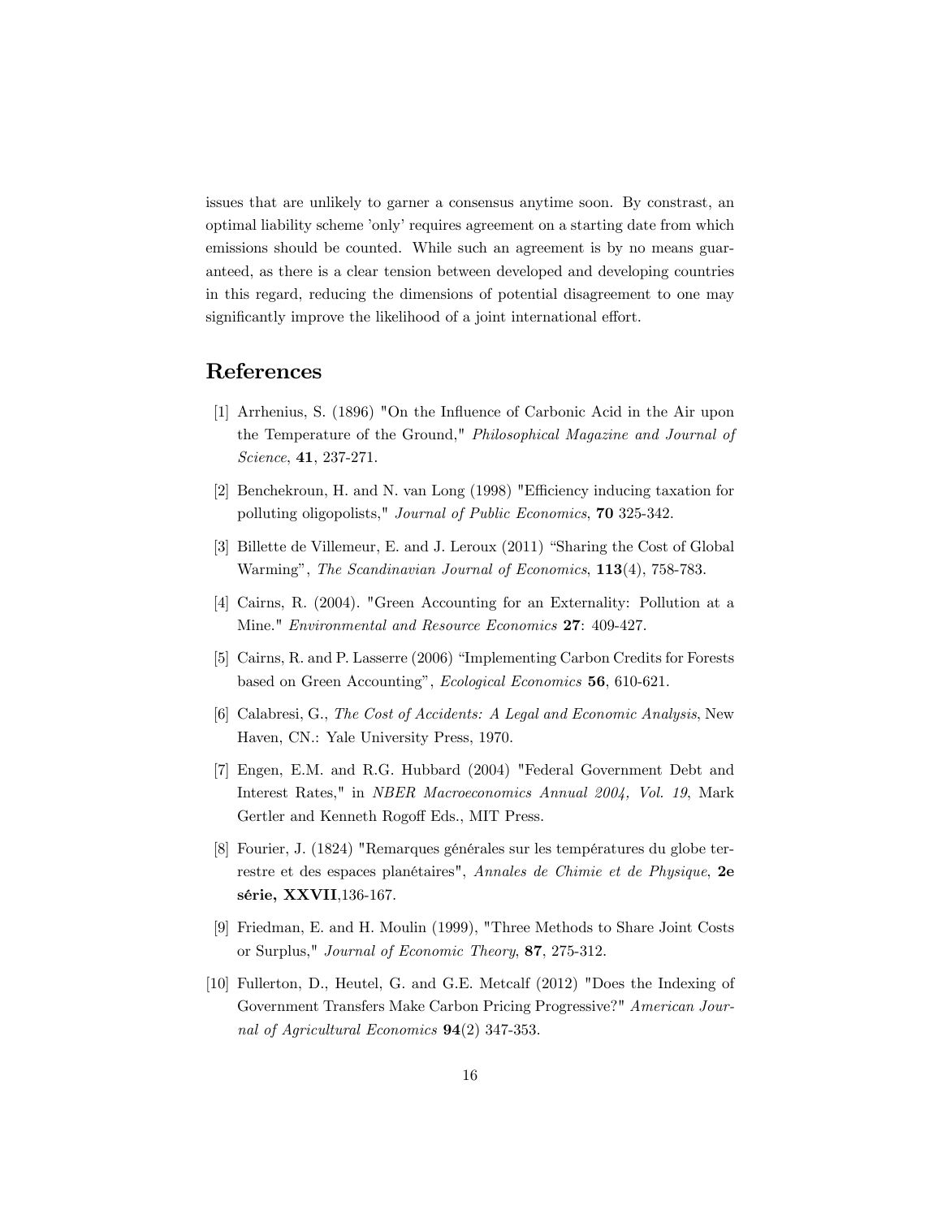issues that are unlikely to garner a consensus anytime soon. By constrast, an optimal liability scheme 'only' requires agreement on a starting date from which emissions should be counted. While such an agreement is by no means guaranteed, as there is a clear tension between developed and developing countries in this regard, reducing the dimensions of potential disagreement to one may significantly improve the likelihood of a joint international effort.

# References

[1] Arrhenius, S. (1896) "On the Influence of Carbonic Acid in the Air upon the Temperature of the Ground," *Philosophical Magazine and Journal of Science*, **41**, 237-271.

[2] Benchekroun, H. and N. van Long (1998) "Efficiency inducing taxation for polluting oligopolists," *Journal of Public Economics*, **70** 325-342.

[3] Billette de Villemeur, E. and J. Leroux (2011) "Sharing the Cost of Global Warming", *The Scandinavian Journal of Economics*, **113**(4), 758-783.

[4] Cairns, R. (2004). "Green Accounting for an Externality: Pollution at a Mine." *Environmental and Resource Economics* **27**: 409-427.

[5] Cairns, R. and P. Lasserre (2006) "Implementing Carbon Credits for Forests based on Green Accounting", *Ecological Economics* **56**, 610-621.

[6] Calabresi, G., *The Cost of Accidents: A Legal and Economic Analysis*, New Haven, CN.: Yale University Press, 1970.

[7] Engen, E.M. and R.G. Hubbard (2004) "Federal Government Debt and Interest Rates," in *NBER Macroeconomics Annual 2004, Vol. 19*, Mark Gertler and Kenneth Rogoff Eds., MIT Press.

[8] Fourier, J. (1824) "Remarques générales sur les températures du globe terrestre et des espaces planétaires", *Annales de Chimie et de Physique*, **2e série, XXVII**,136-167.

[9] Friedman, E. and H. Moulin (1999), "Three Methods to Share Joint Costs or Surplus," *Journal of Economic Theory*, **87**, 275-312.

[10] Fullerton, D., Heutel, G. and G.E. Metcalf (2012) "Does the Indexing of Government Transfers Make Carbon Pricing Progressive?" *American Journal of Agricultural Economics* **94**(2) 347-353.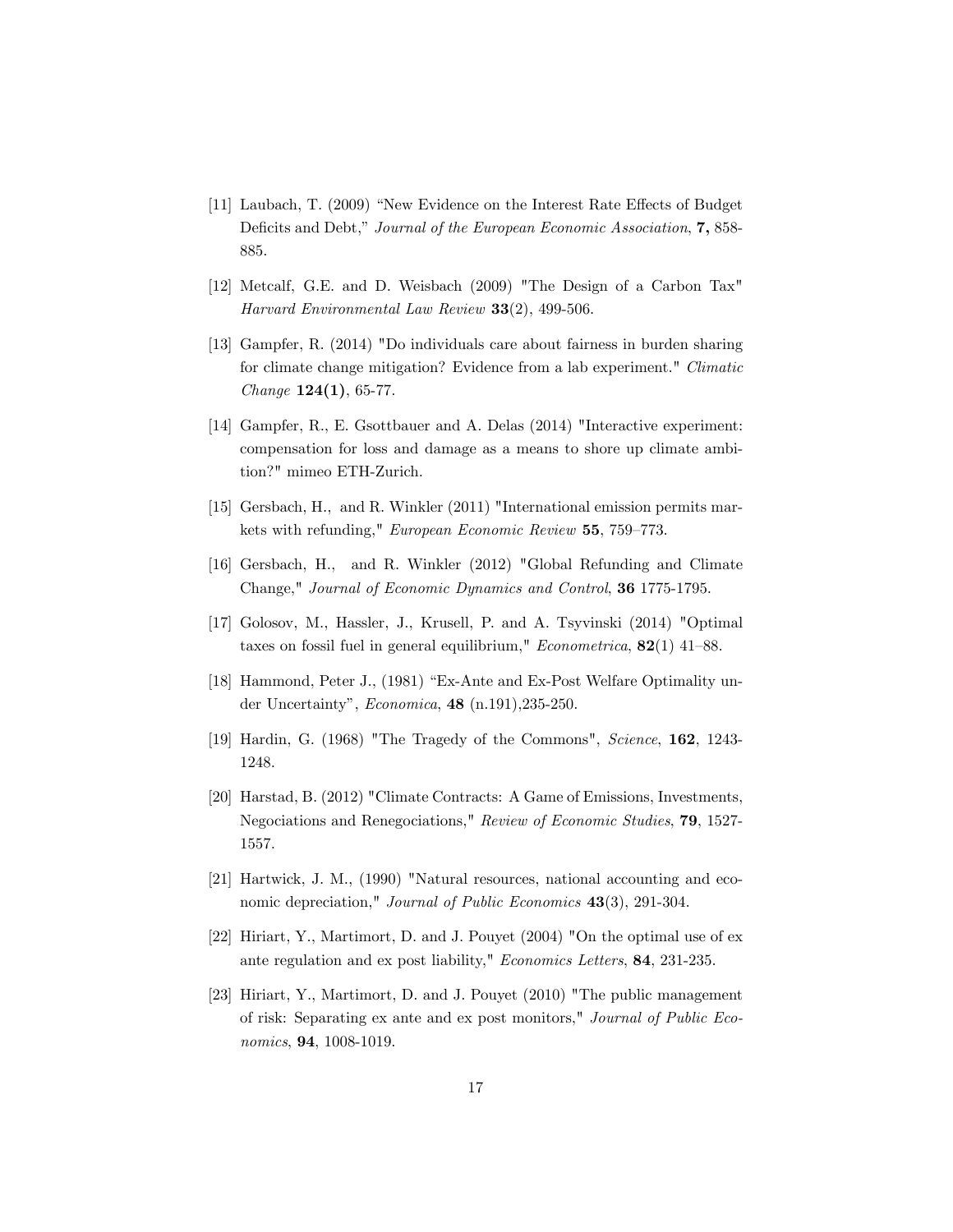[11] Laubach, T. (2009) "New Evidence on the Interest Rate Effects of Budget Deficits and Debt," *Journal of the European Economic Association*, **7,** 858-885.

[12] Metcalf, G.E. and D. Weisbach (2009) "The Design of a Carbon Tax" *Harvard Environmental Law Review* **33**(2), 499-506.

[13] Gampfer, R. (2014) "Do individuals care about fairness in burden sharing for climate change mitigation? Evidence from a lab experiment." *Climatic Change* **124(1)**, 65-77.

[14] Gampfer, R., E. Gsottbauer and A. Delas (2014) "Interactive experiment: compensation for loss and damage as a means to shore up climate ambition?" mimeo ETH-Zurich.

[15] Gersbach, H., and R. Winkler (2011) "International emission permits markets with refunding," *European Economic Review* **55**, 759–773.

[16] Gersbach, H., and R. Winkler (2012) "Global Refunding and Climate Change," *Journal of Economic Dynamics and Control*, **36** 1775-1795.

[17] Golosov, M., Hassler, J., Krusell, P. and A. Tsyvinski (2014) "Optimal taxes on fossil fuel in general equilibrium," *Econometrica*, **82**(1) 41–88.

[18] Hammond, Peter J., (1981) "Ex-Ante and Ex-Post Welfare Optimality under Uncertainty", *Economica*, **48** (n.191),235-250.

[19] Hardin, G. (1968) "The Tragedy of the Commons", *Science*, **162**, 1243-1248.

[20] Harstad, B. (2012) "Climate Contracts: A Game of Emissions, Investments, Negociations and Renegociations," *Review of Economic Studies*, **79**, 1527-1557.

[21] Hartwick, J. M., (1990) "Natural resources, national accounting and economic depreciation," *Journal of Public Economics* **43**(3), 291-304.

[22] Hiriart, Y., Martimort, D. and J. Pouyet (2004) "On the optimal use of ex ante regulation and ex post liability," *Economics Letters*, **84**, 231-235.

[23] Hiriart, Y., Martimort, D. and J. Pouyet (2010) "The public management of risk: Separating ex ante and ex post monitors," *Journal of Public Economics*, **94**, 1008-1019.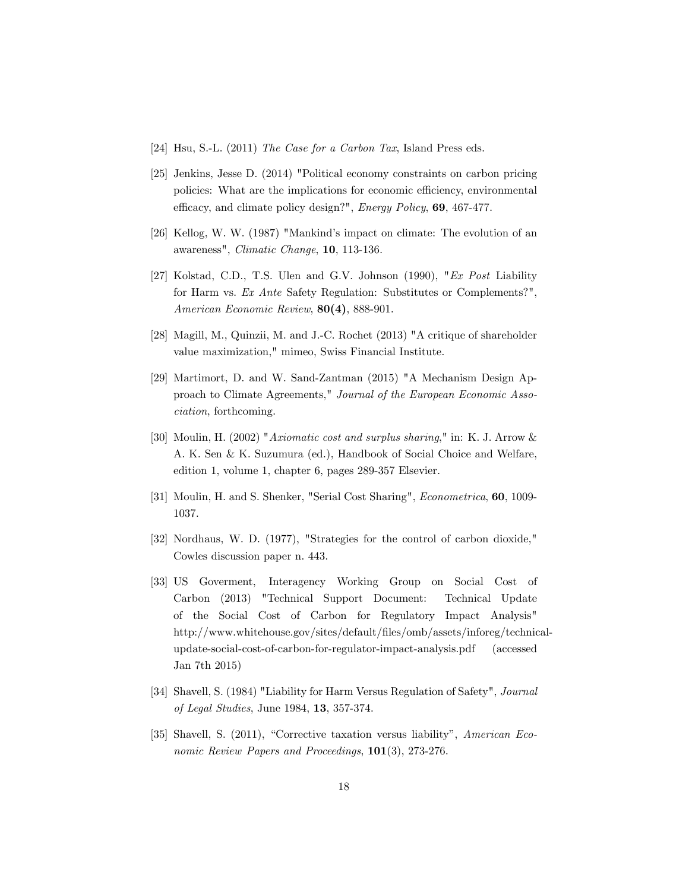[24] Hsu, S.-L. (2011) *The Case for a Carbon Tax*, Island Press eds.

[25] Jenkins, Jesse D. (2014) "Political economy constraints on carbon pricing policies: What are the implications for economic efficiency, environmental efficacy, and climate policy design?", *Energy Policy*, **69**, 467-477.

[26] Kellog, W. W. (1987) "Mankind's impact on climate: The evolution of an awareness", *Climatic Change*, **10**, 113-136.

[27] Kolstad, C.D., T.S. Ulen and G.V. Johnson (1990), "*Ex Post* Liability for Harm vs. *Ex Ante* Safety Regulation: Substitutes or Complements?", *American Economic Review*, **80(4)**, 888-901.

[28] Magill, M., Quinzii, M. and J.-C. Rochet (2013) "A critique of shareholder value maximization," mimeo, Swiss Financial Institute.

[29] Martimort, D. and W. Sand-Zantman (2015) "A Mechanism Design Approach to Climate Agreements," *Journal of the European Economic Association*, forthcoming.

[30] Moulin, H. (2002) "*Axiomatic cost and surplus sharing*," in: K. J. Arrow & A. K. Sen & K. Suzumura (ed.), Handbook of Social Choice and Welfare, edition 1, volume 1, chapter 6, pages 289-357 Elsevier.

[31] Moulin, H. and S. Shenker, "Serial Cost Sharing", *Econometrica*, **60**, 1009-1037.

[32] Nordhaus, W. D. (1977), "Strategies for the control of carbon dioxide," Cowles discussion paper n. 443.

[33] US Goverment, Interagency Working Group on Social Cost of Carbon (2013) "Technical Support Document: Technical Update of the Social Cost of Carbon for Regulatory Impact Analysis" http://www.whitehouse.gov/sites/default/files/omb/assets/inforeg/technical-update-social-cost-of-carbon-for-regulator-impact-analysis.pdf (accessed Jan 7th 2015)

[34] Shavell, S. (1984) "Liability for Harm Versus Regulation of Safety", *Journal of Legal Studies*, June 1984, **13**, 357-374.

[35] Shavell, S. (2011), "Corrective taxation versus liability", *American Economic Review Papers and Proceedings*, **101**(3), 273-276.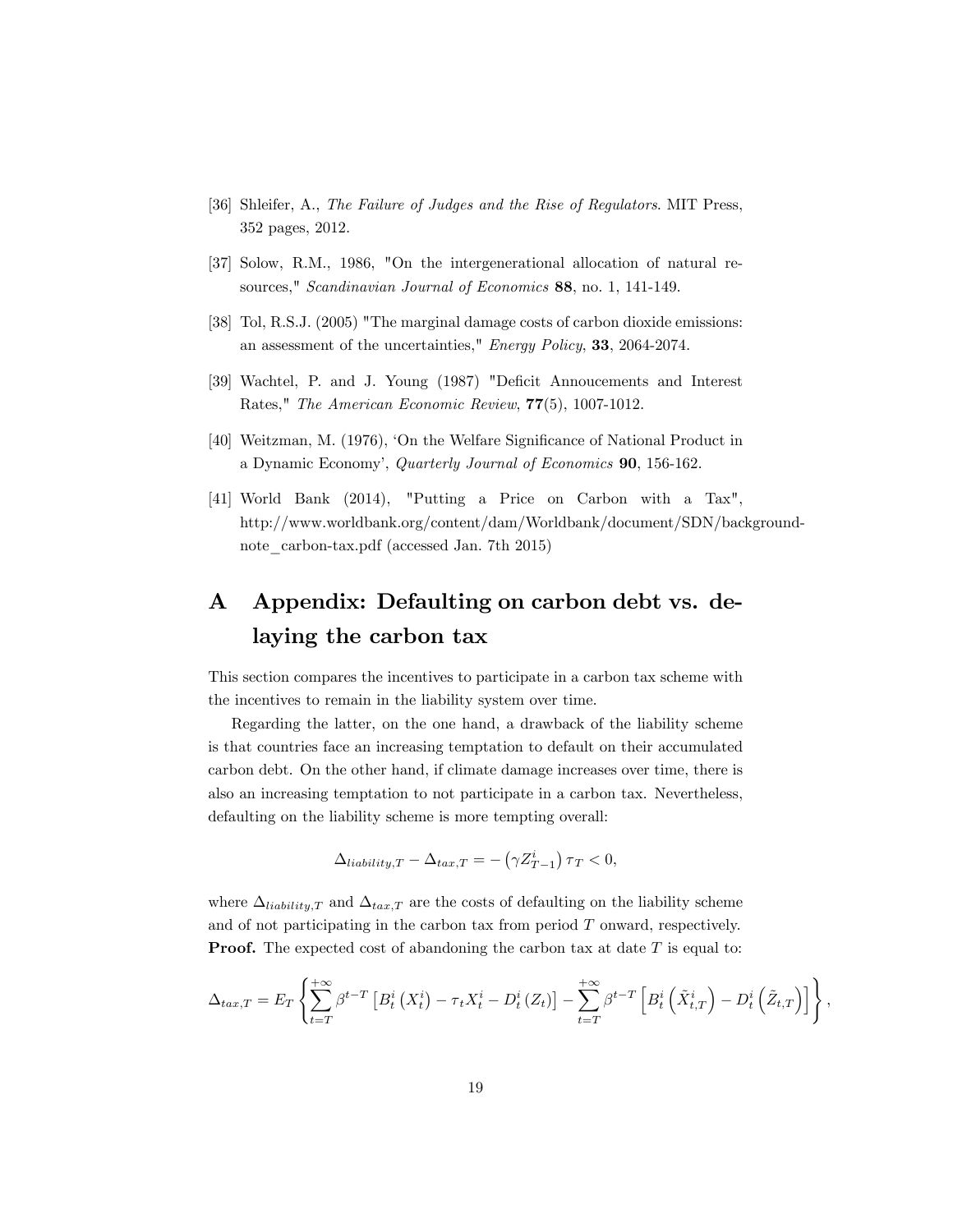[36] Shleifer, A., *The Failure of Judges and the Rise of Regulators*. MIT Press, 352 pages, 2012.

[37] Solow, R.M., 1986, "On the intergenerational allocation of natural resources," *Scandinavian Journal of Economics* **88**, no. 1, 141-149.

[38] Tol, R.S.J. (2005) "The marginal damage costs of carbon dioxide emissions: an assessment of the uncertainties," *Energy Policy*, **33**, 2064-2074.

[39] Wachtel, P. and J. Young (1987) "Deficit Annoucements and Interest Rates," *The American Economic Review*, **77**(5), 1007-1012.

[40] Weitzman, M. (1976), 'On the Welfare Significance of National Product in a Dynamic Economy', *Quarterly Journal of Economics* **90**, 156-162.

[41] World Bank (2014), "Putting a Price on Carbon with a Tax", http://www.worldbank.org/content/dam/Worldbank/document/SDN/background-note_carbon-tax.pdf (accessed Jan. 7th 2015)

# A Appendix: Defaulting on carbon debt vs. delaying the carbon tax

This section compares the incentives to participate in a carbon tax scheme with the incentives to remain in the liability system over time.

Regarding the latter, on the one hand, a drawback of the liability scheme is that countries face an increasing temptation to default on their accumulated carbon debt. On the other hand, if climate damage increases over time, there is also an increasing temptation to not participate in a carbon tax. Nevertheless, defaulting on the liability scheme is more tempting overall:

$$\Delta_{liability,T} - \Delta_{tax,T} = -\left(\gamma Z_{T-1}^{i}\right)\tau_T < 0,$$

where $\Delta_{liability,T}$ and $\Delta_{tax,T}$ are the costs of defaulting on the liability scheme and of not participating in the carbon tax from period $T$ onward, respectively.

**Proof.** The expected cost of abandoning the carbon tax at date $T$ is equal to:

$$\Delta_{tax,T} = E_T\left\{\sum_{t=T}^{+\infty}\beta^{t-T}\left[B_t^i\left(X_t^i\right) - \tau_t X_t^i - D_t^i\left(Z_t\right)\right] - \sum_{t=T}^{+\infty}\beta^{t-T}\left[B_t^i\left(\tilde{X}_{t,T}^i\right) - D_t^i\left(\tilde{Z}_{t,T}\right)\right]\right\},$$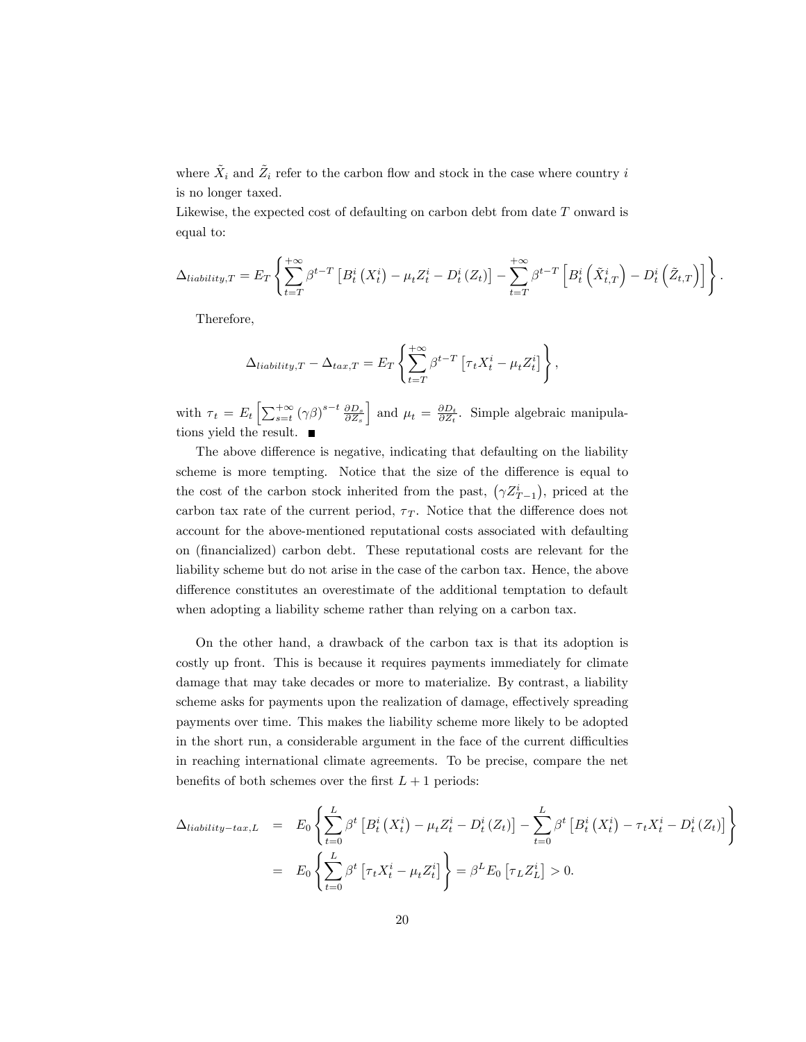where $\tilde{X}_i$ and $\tilde{Z}_i$ refer to the carbon flow and stock in the case where country $i$ is no longer taxed.

Likewise, the expected cost of defaulting on carbon debt from date $T$ onward is equal to:

$$\Delta_{liability,T} = E_T \left\{ \sum_{t=T}^{+\infty} \beta^{t-T} \left[ B_t^i \left( X_t^i \right) - \mu_t Z_t^i - D_t^i \left( Z_t \right) \right] - \sum_{t=T}^{+\infty} \beta^{t-T} \left[ B_t^i \left( \tilde{X}_{t,T}^i \right) - D_t^i \left( \tilde{Z}_{t,T} \right) \right] \right\}.$$

Therefore,

$$\Delta_{liability,T} - \Delta_{tax,T} = E_T \left\{ \sum_{t=T}^{+\infty} \beta^{t-T} \left[ \tau_t X_t^i - \mu_t Z_t^i \right] \right\},$$

with $\tau_t = E_t \left[ \sum_{s=t}^{+\infty} (\gamma\beta)^{s-t} \frac{\partial D_s}{\partial Z_s} \right]$ and $\mu_t = \frac{\partial D_t}{\partial Z_t}$. Simple algebraic manipulations yield the result. ■

The above difference is negative, indicating that defaulting on the liability scheme is more tempting. Notice that the size of the difference is equal to the cost of the carbon stock inherited from the past, $\left( \gamma Z_{T-1}^i \right)$, priced at the carbon tax rate of the current period, $\tau_T$. Notice that the difference does not account for the above-mentioned reputational costs associated with defaulting on (financialized) carbon debt. These reputational costs are relevant for the liability scheme but do not arise in the case of the carbon tax. Hence, the above difference constitutes an overestimate of the additional temptation to default when adopting a liability scheme rather than relying on a carbon tax.

On the other hand, a drawback of the carbon tax is that its adoption is costly up front. This is because it requires payments immediately for climate damage that may take decades or more to materialize. By contrast, a liability scheme asks for payments upon the realization of damage, effectively spreading payments over time. This makes the liability scheme more likely to be adopted in the short run, a considerable argument in the face of the current difficulties in reaching international climate agreements. To be precise, compare the net benefits of both schemes over the first $L+1$ periods:

$$\begin{aligned} \Delta_{liability-tax,L} &= E_0 \left\{ \sum_{t=0}^{L} \beta^t \left[ B_t^i \left( X_t^i \right) - \mu_t Z_t^i - D_t^i \left( Z_t \right) \right] - \sum_{t=0}^{L} \beta^t \left[ B_t^i \left( X_t^i \right) - \tau_t X_t^i - D_t^i \left( Z_t \right) \right] \right\} \\ &= E_0 \left\{ \sum_{t=0}^{L} \beta^t \left[ \tau_t X_t^i - \mu_t Z_t^i \right] \right\} = \beta^L E_0 \left[ \tau_L Z_L^i \right] > 0. \end{aligned}$$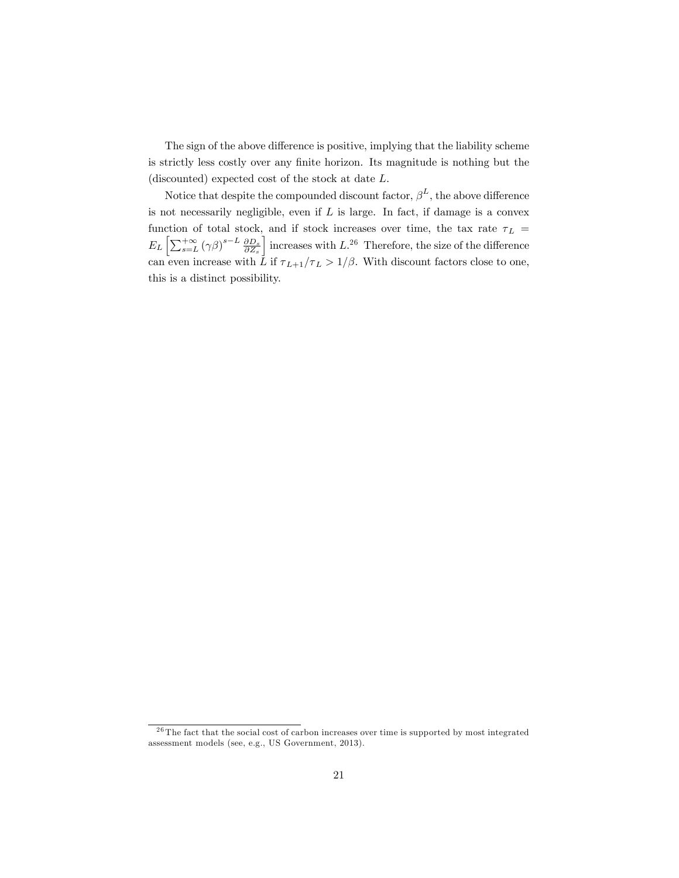The sign of the above difference is positive, implying that the liability scheme is strictly less costly over any finite horizon. Its magnitude is nothing but the (discounted) expected cost of the stock at date $L$.

Notice that despite the compounded discount factor, $\beta^L$, the above difference is not necessarily negligible, even if $L$ is large. In fact, if damage is a convex function of total stock, and if stock increases over time, the tax rate $\tau_L = E_L\left[\sum_{s=L}^{+\infty} (\gamma\beta)^{s-L} \frac{\partial D_s}{\partial Z_s}\right]$ increases with $L$.[26] Therefore, the size of the difference can even increase with $L$ if $\tau_{L+1}/\tau_L > 1/\beta$. With discount factors close to one, this is a distinct possibility.

[26] The fact that the social cost of carbon increases over time is supported by most integrated assessment models (see, e.g., US Government, 2013).